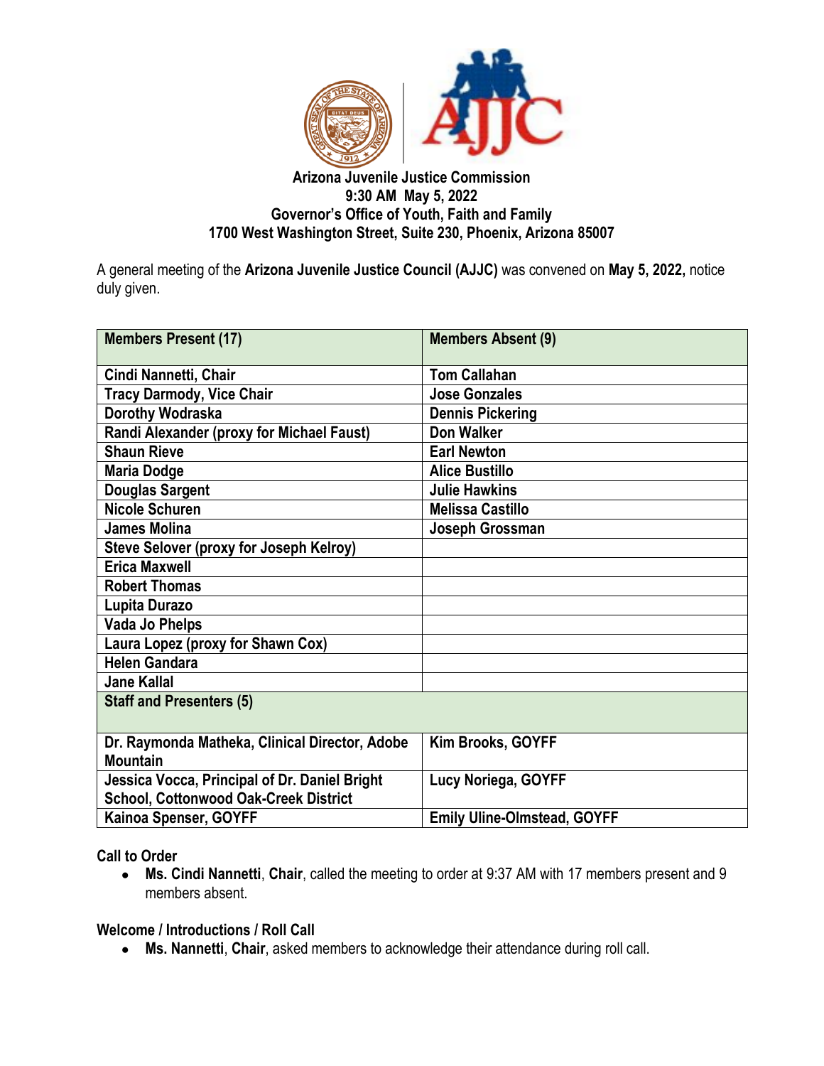**Arizona Juvenile Justice Commission**
**9:30 AM May 5, 2022**
**Governor's Office of Youth, Faith and Family**
**1700 West Washington Street, Suite 230, Phoenix, Arizona 85007**

A general meeting of the **Arizona Juvenile Justice Council (AJJC)** was convened on **May 5, 2022,** notice duly given.

| **Members Present (17)** | **Members Absent (9)** |
|---|---|
| **Cindi Nannetti, Chair** | **Tom Callahan** |
| **Tracy Darmody, Vice Chair** | **Jose Gonzales** |
| **Dorothy Wodraska** | **Dennis Pickering** |
| **Randi Alexander (proxy for Michael Faust)** | **Don Walker** |
| **Shaun Rieve** | **Earl Newton** |
| **Maria Dodge** | **Alice Bustillo** |
| **Douglas Sargent** | **Julie Hawkins** |
| **Nicole Schuren** | **Melissa Castillo** |
| **James Molina** | **Joseph Grossman** |
| **Steve Selover (proxy for Joseph Kelroy)** | |
| **Erica Maxwell** | |
| **Robert Thomas** | |
| **Lupita Durazo** | |
| **Vada Jo Phelps** | |
| **Laura Lopez (proxy for Shawn Cox)** | |
| **Helen Gandara** | |
| **Jane Kallal** | |
| **Staff and Presenters (5)** | |
| **Dr. Raymonda Matheka, Clinical Director, Adobe Mountain** | **Kim Brooks, GOYFF** |
| **Jessica Vocca, Principal of Dr. Daniel Bright School, Cottonwood Oak-Creek District** | **Lucy Noriega, GOYFF** |
| **Kainoa Spenser, GOYFF** | **Emily Uline-Olmstead, GOYFF** |

**Call to Order**

- **Ms. Cindi Nannetti**, **Chair**, called the meeting to order at 9:37 AM with 17 members present and 9 members absent.

**Welcome / Introductions / Roll Call**

- **Ms. Nannetti**, **Chair**, asked members to acknowledge their attendance during roll call.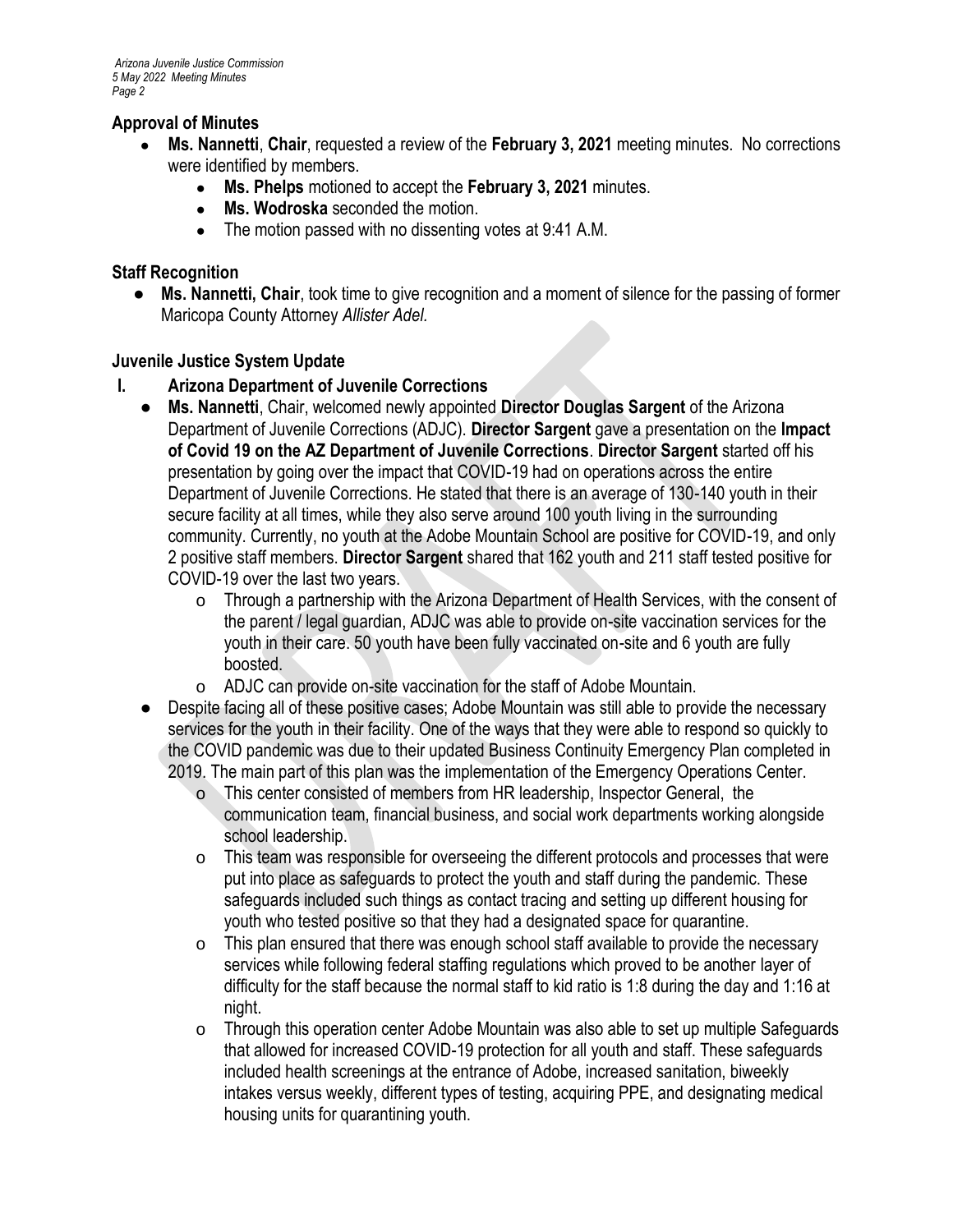## Approval of Minutes

- **Ms. Nannetti**, **Chair**, requested a review of the **February 3, 2021** meeting minutes. No corrections were identified by members.
    - **Ms. Phelps** motioned to accept the **February 3, 2021** minutes.
    - **Ms. Wodroska** seconded the motion.
    - The motion passed with no dissenting votes at 9:41 A.M.

## Staff Recognition

- **Ms. Nannetti, Chair**, took time to give recognition and a moment of silence for the passing of former Maricopa County Attorney *Allister Adel.*

## Juvenile Justice System Update

### I. Arizona Department of Juvenile Corrections

- **Ms. Nannetti**, Chair, welcomed newly appointed **Director Douglas Sargent** of the Arizona Department of Juvenile Corrections (ADJC). **Director Sargent** gave a presentation on the **Impact of Covid 19 on the AZ Department of Juvenile Corrections**. **Director Sargent** started off his presentation by going over the impact that COVID-19 had on operations across the entire Department of Juvenile Corrections. He stated that there is an average of 130-140 youth in their secure facility at all times, while they also serve around 100 youth living in the surrounding community. Currently, no youth at the Adobe Mountain School are positive for COVID-19, and only 2 positive staff members. **Director Sargent** shared that 162 youth and 211 staff tested positive for COVID-19 over the last two years.
    - Through a partnership with the Arizona Department of Health Services, with the consent of the parent / legal guardian, ADJC was able to provide on-site vaccination services for the youth in their care. 50 youth have been fully vaccinated on-site and 6 youth are fully boosted.
    - ADJC can provide on-site vaccination for the staff of Adobe Mountain.
- Despite facing all of these positive cases; Adobe Mountain was still able to provide the necessary services for the youth in their facility. One of the ways that they were able to respond so quickly to the COVID pandemic was due to their updated Business Continuity Emergency Plan completed in 2019. The main part of this plan was the implementation of the Emergency Operations Center.
    - This center consisted of members from HR leadership, Inspector General, the communication team, financial business, and social work departments working alongside school leadership.
    - This team was responsible for overseeing the different protocols and processes that were put into place as safeguards to protect the youth and staff during the pandemic. These safeguards included such things as contact tracing and setting up different housing for youth who tested positive so that they had a designated space for quarantine.
    - This plan ensured that there was enough school staff available to provide the necessary services while following federal staffing regulations which proved to be another layer of difficulty for the staff because the normal staff to kid ratio is 1:8 during the day and 1:16 at night.
    - Through this operation center Adobe Mountain was also able to set up multiple Safeguards that allowed for increased COVID-19 protection for all youth and staff. These safeguards included health screenings at the entrance of Adobe, increased sanitation, biweekly intakes versus weekly, different types of testing, acquiring PPE, and designating medical housing units for quarantining youth.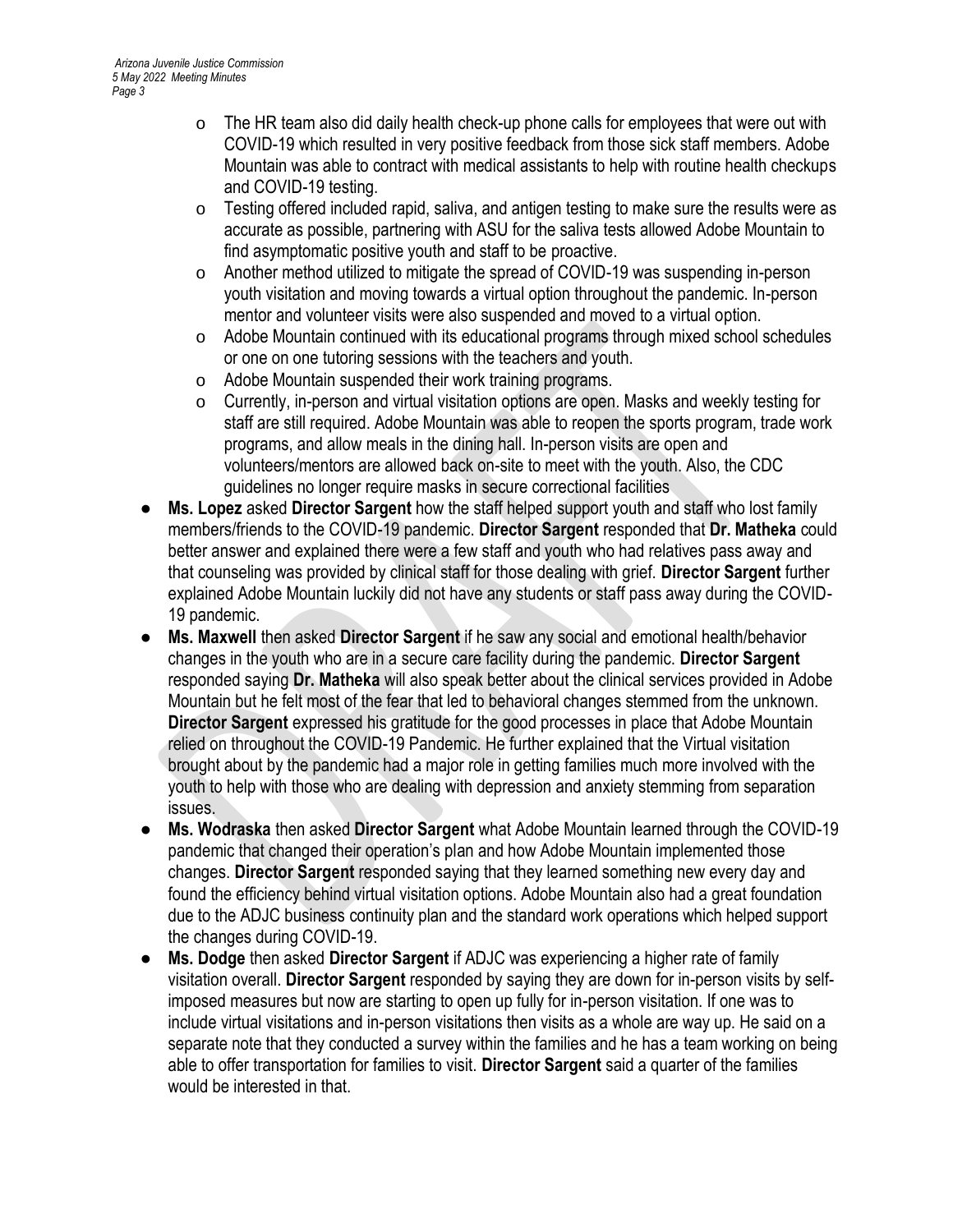- The HR team also did daily health check-up phone calls for employees that were out with COVID-19 which resulted in very positive feedback from those sick staff members. Adobe Mountain was able to contract with medical assistants to help with routine health checkups and COVID-19 testing.
    - Testing offered included rapid, saliva, and antigen testing to make sure the results were as accurate as possible, partnering with ASU for the saliva tests allowed Adobe Mountain to find asymptomatic positive youth and staff to be proactive.
    - Another method utilized to mitigate the spread of COVID-19 was suspending in-person youth visitation and moving towards a virtual option throughout the pandemic. In-person mentor and volunteer visits were also suspended and moved to a virtual option.
    - Adobe Mountain continued with its educational programs through mixed school schedules or one on one tutoring sessions with the teachers and youth.
    - Adobe Mountain suspended their work training programs.
    - Currently, in-person and virtual visitation options are open. Masks and weekly testing for staff are still required. Adobe Mountain was able to reopen the sports program, trade work programs, and allow meals in the dining hall. In-person visits are open and volunteers/mentors are allowed back on-site to meet with the youth. Also, the CDC guidelines no longer require masks in secure correctional facilities

- **Ms. Lopez** asked **Director Sargent** how the staff helped support youth and staff who lost family members/friends to the COVID-19 pandemic. **Director Sargent** responded that **Dr. Matheka** could better answer and explained there were a few staff and youth who had relatives pass away and that counseling was provided by clinical staff for those dealing with grief. **Director Sargent** further explained Adobe Mountain luckily did not have any students or staff pass away during the COVID-19 pandemic.
- **Ms. Maxwell** then asked **Director Sargent** if he saw any social and emotional health/behavior changes in the youth who are in a secure care facility during the pandemic. **Director Sargent** responded saying **Dr. Matheka** will also speak better about the clinical services provided in Adobe Mountain but he felt most of the fear that led to behavioral changes stemmed from the unknown. **Director Sargent** expressed his gratitude for the good processes in place that Adobe Mountain relied on throughout the COVID-19 Pandemic. He further explained that the Virtual visitation brought about by the pandemic had a major role in getting families much more involved with the youth to help with those who are dealing with depression and anxiety stemming from separation issues.
- **Ms. Wodraska** then asked **Director Sargent** what Adobe Mountain learned through the COVID-19 pandemic that changed their operation's plan and how Adobe Mountain implemented those changes. **Director Sargent** responded saying that they learned something new every day and found the efficiency behind virtual visitation options. Adobe Mountain also had a great foundation due to the ADJC business continuity plan and the standard work operations which helped support the changes during COVID-19.
- **Ms. Dodge** then asked **Director Sargent** if ADJC was experiencing a higher rate of family visitation overall. **Director Sargent** responded by saying they are down for in-person visits by self-imposed measures but now are starting to open up fully for in-person visitation. If one was to include virtual visitations and in-person visitations then visits as a whole are way up. He said on a separate note that they conducted a survey within the families and he has a team working on being able to offer transportation for families to visit. **Director Sargent** said a quarter of the families would be interested in that.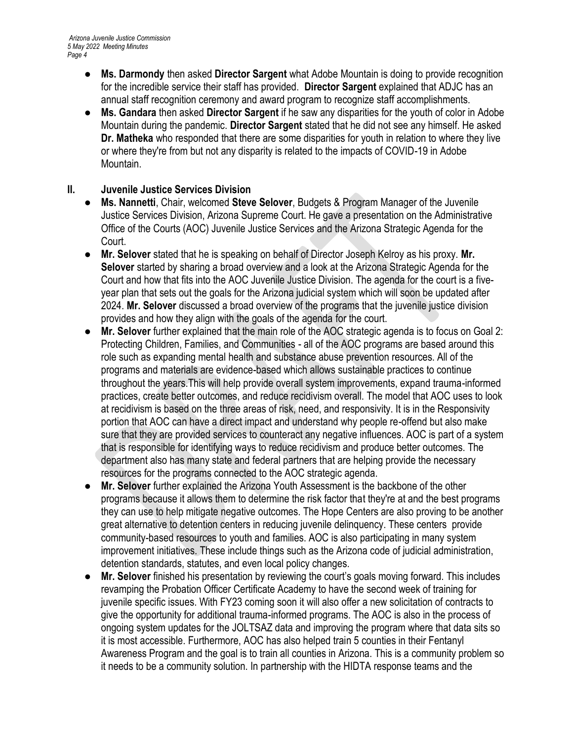- **Ms. Darmondy** then asked **Director Sargent** what Adobe Mountain is doing to provide recognition for the incredible service their staff has provided. **Director Sargent** explained that ADJC has an annual staff recognition ceremony and award program to recognize staff accomplishments.
- **Ms. Gandara** then asked **Director Sargent** if he saw any disparities for the youth of color in Adobe Mountain during the pandemic. **Director Sargent** stated that he did not see any himself. He asked **Dr. Matheka** who responded that there are some disparities for youth in relation to where they live or where they're from but not any disparity is related to the impacts of COVID-19 in Adobe Mountain.

## II. Juvenile Justice Services Division

- **Ms. Nannetti**, Chair, welcomed **Steve Selover**, Budgets & Program Manager of the Juvenile Justice Services Division, Arizona Supreme Court. He gave a presentation on the Administrative Office of the Courts (AOC) Juvenile Justice Services and the Arizona Strategic Agenda for the Court.
- **Mr. Selover** stated that he is speaking on behalf of Director Joseph Kelroy as his proxy. **Mr. Selover** started by sharing a broad overview and a look at the Arizona Strategic Agenda for the Court and how that fits into the AOC Juvenile Justice Division. The agenda for the court is a five-year plan that sets out the goals for the Arizona judicial system which will soon be updated after 2024. **Mr. Selover** discussed a broad overview of the programs that the juvenile justice division provides and how they align with the goals of the agenda for the court.
- **Mr. Selover** further explained that the main role of the AOC strategic agenda is to focus on Goal 2: Protecting Children, Families, and Communities - all of the AOC programs are based around this role such as expanding mental health and substance abuse prevention resources. All of the programs and materials are evidence-based which allows sustainable practices to continue throughout the years.This will help provide overall system improvements, expand trauma-informed practices, create better outcomes, and reduce recidivism overall. The model that AOC uses to look at recidivism is based on the three areas of risk, need, and responsivity. It is in the Responsivity portion that AOC can have a direct impact and understand why people re-offend but also make sure that they are provided services to counteract any negative influences. AOC is part of a system that is responsible for identifying ways to reduce recidivism and produce better outcomes. The department also has many state and federal partners that are helping provide the necessary resources for the programs connected to the AOC strategic agenda.
- **Mr. Selover** further explained the Arizona Youth Assessment is the backbone of the other programs because it allows them to determine the risk factor that they're at and the best programs they can use to help mitigate negative outcomes. The Hope Centers are also proving to be another great alternative to detention centers in reducing juvenile delinquency. These centers provide community-based resources to youth and families. AOC is also participating in many system improvement initiatives. These include things such as the Arizona code of judicial administration, detention standards, statutes, and even local policy changes.
- **Mr. Selover** finished his presentation by reviewing the court's goals moving forward. This includes revamping the Probation Officer Certificate Academy to have the second week of training for juvenile specific issues. With FY23 coming soon it will also offer a new solicitation of contracts to give the opportunity for additional trauma-informed programs. The AOC is also in the process of ongoing system updates for the JOLTSAZ data and improving the program where that data sits so it is most accessible. Furthermore, AOC has also helped train 5 counties in their Fentanyl Awareness Program and the goal is to train all counties in Arizona. This is a community problem so it needs to be a community solution. In partnership with the HIDTA response teams and the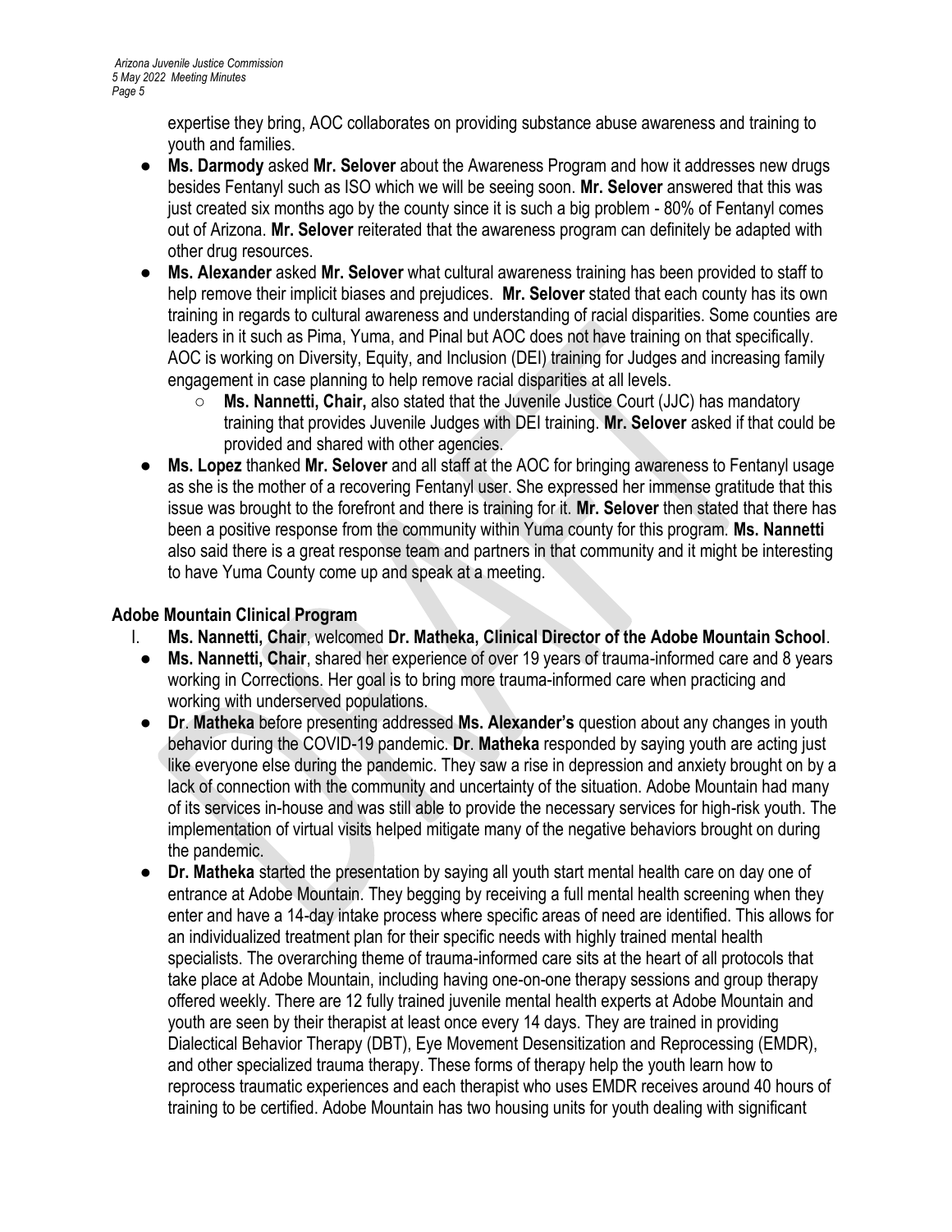expertise they bring, AOC collaborates on providing substance abuse awareness and training to youth and families.

- **Ms. Darmody** asked **Mr. Selover** about the Awareness Program and how it addresses new drugs besides Fentanyl such as ISO which we will be seeing soon. **Mr. Selover** answered that this was just created six months ago by the county since it is such a big problem - 80% of Fentanyl comes out of Arizona. **Mr. Selover** reiterated that the awareness program can definitely be adapted with other drug resources.
- **Ms. Alexander** asked **Mr. Selover** what cultural awareness training has been provided to staff to help remove their implicit biases and prejudices. **Mr. Selover** stated that each county has its own training in regards to cultural awareness and understanding of racial disparities. Some counties are leaders in it such as Pima, Yuma, and Pinal but AOC does not have training on that specifically. AOC is working on Diversity, Equity, and Inclusion (DEI) training for Judges and increasing family engagement in case planning to help remove racial disparities at all levels.
  - **Ms. Nannetti, Chair,** also stated that the Juvenile Justice Court (JJC) has mandatory training that provides Juvenile Judges with DEI training. **Mr. Selover** asked if that could be provided and shared with other agencies.
- **Ms. Lopez** thanked **Mr. Selover** and all staff at the AOC for bringing awareness to Fentanyl usage as she is the mother of a recovering Fentanyl user. She expressed her immense gratitude that this issue was brought to the forefront and there is training for it. **Mr. Selover** then stated that there has been a positive response from the community within Yuma county for this program. **Ms. Nannetti** also said there is a great response team and partners in that community and it might be interesting to have Yuma County come up and speak at a meeting.

## Adobe Mountain Clinical Program

I. **Ms. Nannetti, Chair**, welcomed **Dr. Matheka, Clinical Director of the Adobe Mountain School**.

- **Ms. Nannetti, Chair**, shared her experience of over 19 years of trauma-informed care and 8 years working in Corrections. Her goal is to bring more trauma-informed care when practicing and working with underserved populations.
- **Dr**. **Matheka** before presenting addressed **Ms. Alexander's** question about any changes in youth behavior during the COVID-19 pandemic. **Dr**. **Matheka** responded by saying youth are acting just like everyone else during the pandemic. They saw a rise in depression and anxiety brought on by a lack of connection with the community and uncertainty of the situation. Adobe Mountain had many of its services in-house and was still able to provide the necessary services for high-risk youth. The implementation of virtual visits helped mitigate many of the negative behaviors brought on during the pandemic.
- **Dr. Matheka** started the presentation by saying all youth start mental health care on day one of entrance at Adobe Mountain. They begging by receiving a full mental health screening when they enter and have a 14-day intake process where specific areas of need are identified. This allows for an individualized treatment plan for their specific needs with highly trained mental health specialists. The overarching theme of trauma-informed care sits at the heart of all protocols that take place at Adobe Mountain, including having one-on-one therapy sessions and group therapy offered weekly. There are 12 fully trained juvenile mental health experts at Adobe Mountain and youth are seen by their therapist at least once every 14 days. They are trained in providing Dialectical Behavior Therapy (DBT), Eye Movement Desensitization and Reprocessing (EMDR), and other specialized trauma therapy. These forms of therapy help the youth learn how to reprocess traumatic experiences and each therapist who uses EMDR receives around 40 hours of training to be certified. Adobe Mountain has two housing units for youth dealing with significant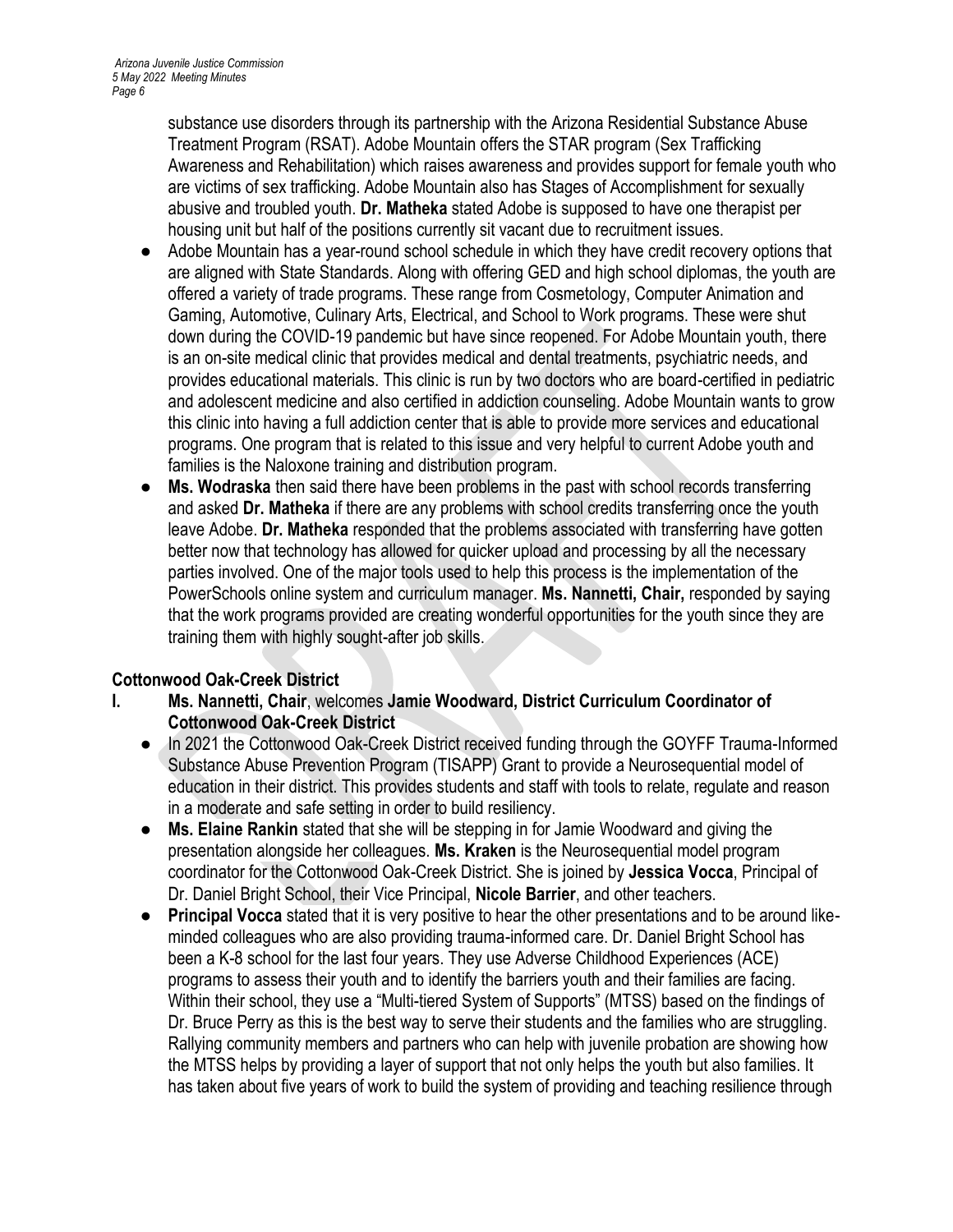substance use disorders through its partnership with the Arizona Residential Substance Abuse Treatment Program (RSAT). Adobe Mountain offers the STAR program (Sex Trafficking Awareness and Rehabilitation) which raises awareness and provides support for female youth who are victims of sex trafficking. Adobe Mountain also has Stages of Accomplishment for sexually abusive and troubled youth. **Dr. Matheka** stated Adobe is supposed to have one therapist per housing unit but half of the positions currently sit vacant due to recruitment issues.

- Adobe Mountain has a year-round school schedule in which they have credit recovery options that are aligned with State Standards. Along with offering GED and high school diplomas, the youth are offered a variety of trade programs. These range from Cosmetology, Computer Animation and Gaming, Automotive, Culinary Arts, Electrical, and School to Work programs. These were shut down during the COVID-19 pandemic but have since reopened. For Adobe Mountain youth, there is an on-site medical clinic that provides medical and dental treatments, psychiatric needs, and provides educational materials. This clinic is run by two doctors who are board-certified in pediatric and adolescent medicine and also certified in addiction counseling. Adobe Mountain wants to grow this clinic into having a full addiction center that is able to provide more services and educational programs. One program that is related to this issue and very helpful to current Adobe youth and families is the Naloxone training and distribution program.
- **Ms. Wodraska** then said there have been problems in the past with school records transferring and asked **Dr. Matheka** if there are any problems with school credits transferring once the youth leave Adobe. **Dr. Matheka** responded that the problems associated with transferring have gotten better now that technology has allowed for quicker upload and processing by all the necessary parties involved. One of the major tools used to help this process is the implementation of the PowerSchools online system and curriculum manager. **Ms. Nannetti, Chair,** responded by saying that the work programs provided are creating wonderful opportunities for the youth since they are training them with highly sought-after job skills.

**Cottonwood Oak-Creek District**

I. **Ms. Nannetti, Chair**, welcomes **Jamie Woodward, District Curriculum Coordinator of Cottonwood Oak-Creek District**

- In 2021 the Cottonwood Oak-Creek District received funding through the GOYFF Trauma-Informed Substance Abuse Prevention Program (TISAPP) Grant to provide a Neurosequential model of education in their district. This provides students and staff with tools to relate, regulate and reason in a moderate and safe setting in order to build resiliency.
- **Ms. Elaine Rankin** stated that she will be stepping in for Jamie Woodward and giving the presentation alongside her colleagues. **Ms. Kraken** is the Neurosequential model program coordinator for the Cottonwood Oak-Creek District. She is joined by **Jessica Vocca**, Principal of Dr. Daniel Bright School, their Vice Principal, **Nicole Barrier**, and other teachers.
- **Principal Vocca** stated that it is very positive to hear the other presentations and to be around like-minded colleagues who are also providing trauma-informed care. Dr. Daniel Bright School has been a K-8 school for the last four years. They use Adverse Childhood Experiences (ACE) programs to assess their youth and to identify the barriers youth and their families are facing. Within their school, they use a "Multi-tiered System of Supports" (MTSS) based on the findings of Dr. Bruce Perry as this is the best way to serve their students and the families who are struggling. Rallying community members and partners who can help with juvenile probation are showing how the MTSS helps by providing a layer of support that not only helps the youth but also families. It has taken about five years of work to build the system of providing and teaching resilience through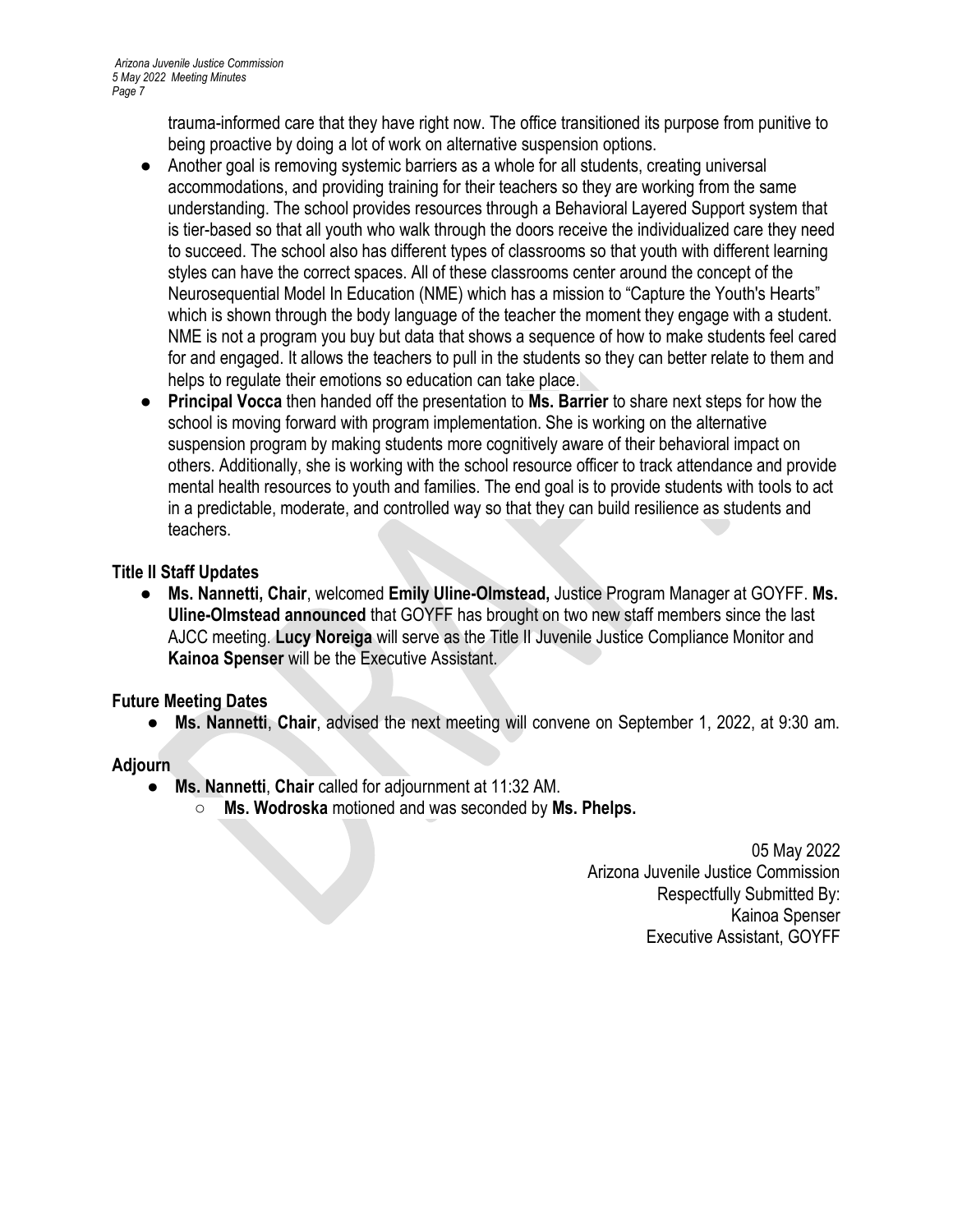trauma-informed care that they have right now. The office transitioned its purpose from punitive to being proactive by doing a lot of work on alternative suspension options.

- Another goal is removing systemic barriers as a whole for all students, creating universal accommodations, and providing training for their teachers so they are working from the same understanding. The school provides resources through a Behavioral Layered Support system that is tier-based so that all youth who walk through the doors receive the individualized care they need to succeed. The school also has different types of classrooms so that youth with different learning styles can have the correct spaces. All of these classrooms center around the concept of the Neurosequential Model In Education (NME) which has a mission to "Capture the Youth's Hearts" which is shown through the body language of the teacher the moment they engage with a student. NME is not a program you buy but data that shows a sequence of how to make students feel cared for and engaged. It allows the teachers to pull in the students so they can better relate to them and helps to regulate their emotions so education can take place.
- **Principal Vocca** then handed off the presentation to **Ms. Barrier** to share next steps for how the school is moving forward with program implementation. She is working on the alternative suspension program by making students more cognitively aware of their behavioral impact on others. Additionally, she is working with the school resource officer to track attendance and provide mental health resources to youth and families. The end goal is to provide students with tools to act in a predictable, moderate, and controlled way so that they can build resilience as students and teachers.

**Title II Staff Updates**

- **Ms. Nannetti, Chair**, welcomed **Emily Uline-Olmstead,** Justice Program Manager at GOYFF. **Ms. Uline-Olmstead announced** that GOYFF has brought on two new staff members since the last AJCC meeting. **Lucy Noreiga** will serve as the Title II Juvenile Justice Compliance Monitor and **Kainoa Spenser** will be the Executive Assistant.

**Future Meeting Dates**

- **Ms. Nannetti**, **Chair**, advised the next meeting will convene on September 1, 2022, at 9:30 am.

**Adjourn**

- **Ms. Nannetti**, **Chair** called for adjournment at 11:32 AM.
  - **Ms. Wodroska** motioned and was seconded by **Ms. Phelps.**

05 May 2022
Arizona Juvenile Justice Commission
Respectfully Submitted By:
Kainoa Spenser
Executive Assistant, GOYFF